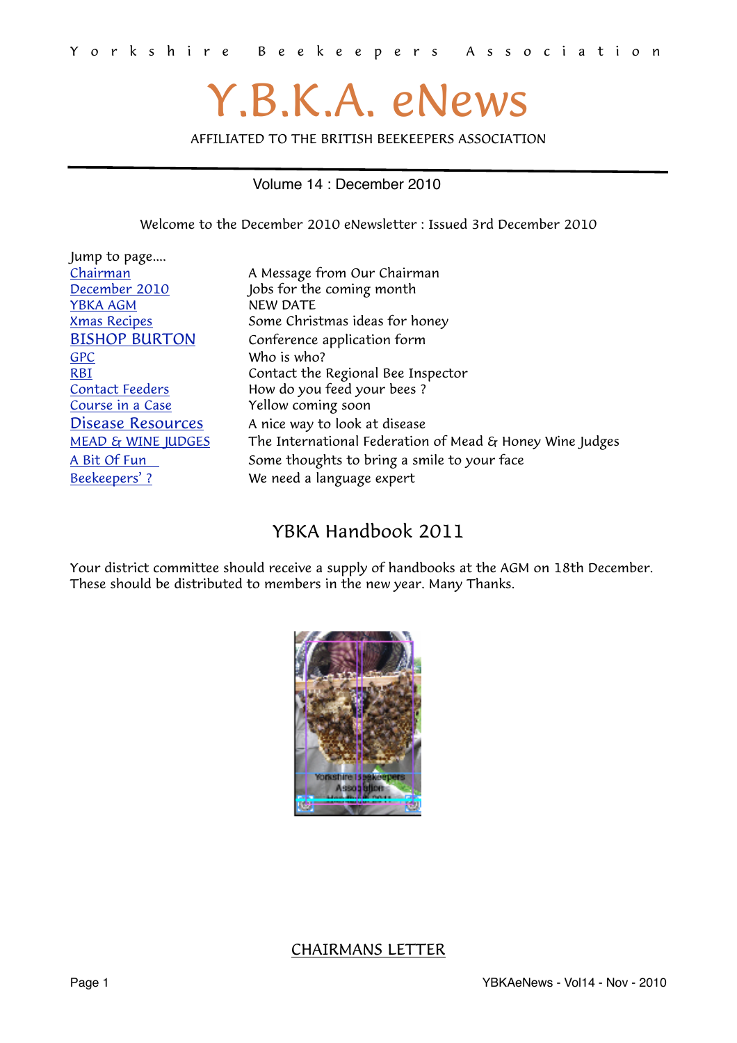Yorkshire Beekeepers Association

# Y.B.K.A. eNews

AFFILIATED TO THE BRITISH BEEKEEPERS ASSOCIATION

Volume 14 : December 2010

Welcome to the December 2010 eNewsletter : Issued 3rd December 2010

Jump to page....

| | |
|---|---|
| Chairman | A Message from Our Chairman |
| December 2010 | Jobs for the coming month |
| YBKA AGM | NEW DATE |
| Xmas Recipes | Some Christmas ideas for honey |
| BISHOP BURTON | Conference application form |
| GPC | Who is who? |
| RBI | Contact the Regional Bee Inspector |
| Contact Feeders | How do you feed your bees ? |
| Course in a Case | Yellow coming soon |
| Disease Resources | A nice way to look at disease |
| MEAD & WINE JUDGES | The International Federation of Mead & Honey Wine Judges |
| A Bit Of Fun | Some thoughts to bring a smile to your face |
| Beekeepers' ? | We need a language expert |

## YBKA Handbook 2011

Your district committee should receive a supply of handbooks at the AGM on 18th December. These should be distributed to members in the new year. Many Thanks.

## CHAIRMANS LETTER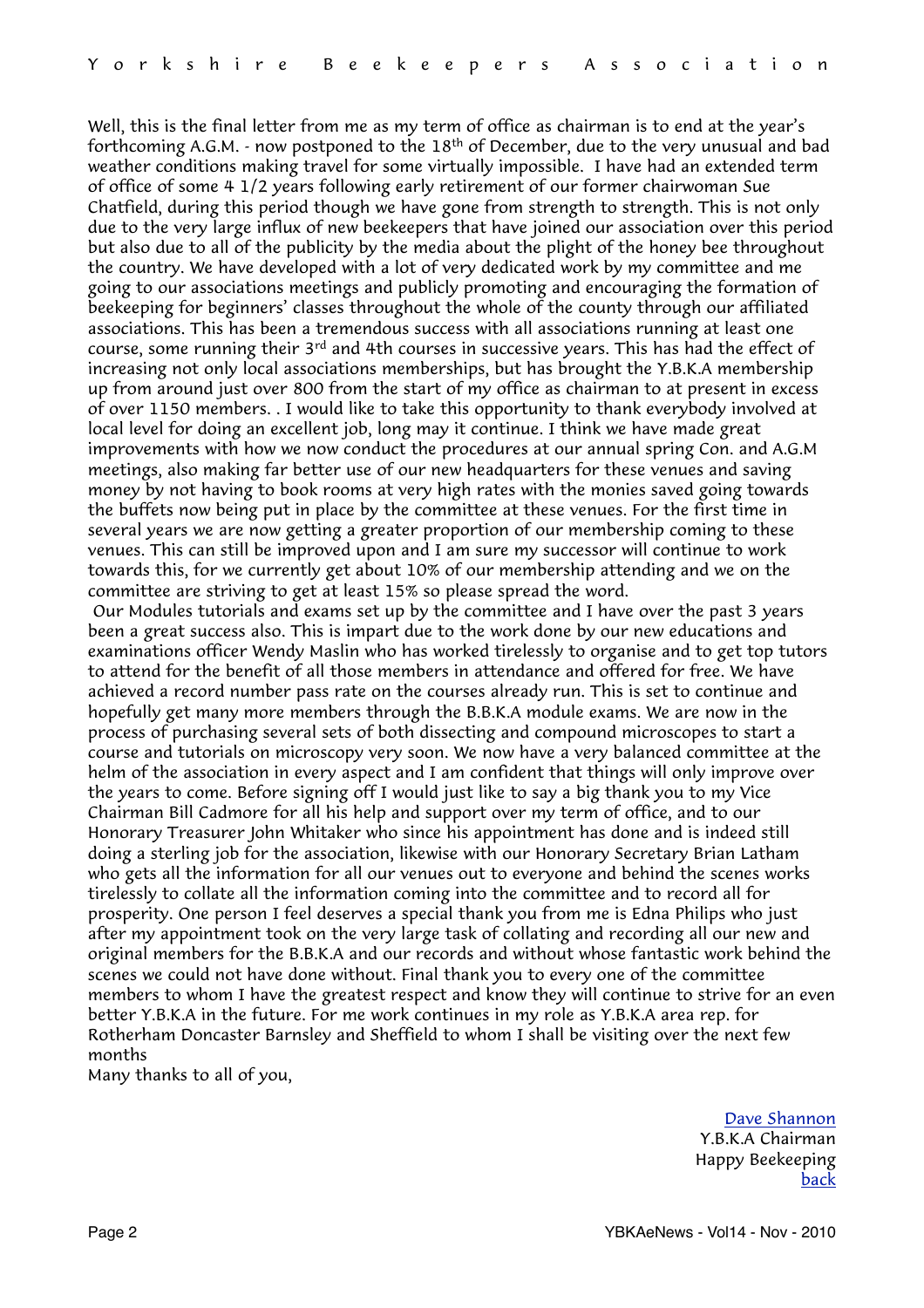Well, this is the final letter from me as my term of office as chairman is to end at the year's forthcoming A.G.M. - now postponed to the 18th of December, due to the very unusual and bad weather conditions making travel for some virtually impossible. I have had an extended term of office of some 4 1/2 years following early retirement of our former chairwoman Sue Chatfield, during this period though we have gone from strength to strength. This is not only due to the very large influx of new beekeepers that have joined our association over this period but also due to all of the publicity by the media about the plight of the honey bee throughout the country. We have developed with a lot of very dedicated work by my committee and me going to our associations meetings and publicly promoting and encouraging the formation of beekeeping for beginners' classes throughout the whole of the county through our affiliated associations. This has been a tremendous success with all associations running at least one course, some running their 3rd and 4th courses in successive years. This has had the effect of increasing not only local associations memberships, but has brought the Y.B.K.A membership up from around just over 800 from the start of my office as chairman to at present in excess of over 1150 members. . I would like to take this opportunity to thank everybody involved at local level for doing an excellent job, long may it continue. I think we have made great improvements with how we now conduct the procedures at our annual spring Con. and A.G.M meetings, also making far better use of our new headquarters for these venues and saving money by not having to book rooms at very high rates with the monies saved going towards the buffets now being put in place by the committee at these venues. For the first time in several years we are now getting a greater proportion of our membership coming to these venues. This can still be improved upon and I am sure my successor will continue to work towards this, for we currently get about 10% of our membership attending and we on the committee are striving to get at least 15% so please spread the word.

Our Modules tutorials and exams set up by the committee and I have over the past 3 years been a great success also. This is impart due to the work done by our new educations and examinations officer Wendy Maslin who has worked tirelessly to organise and to get top tutors to attend for the benefit of all those members in attendance and offered for free. We have achieved a record number pass rate on the courses already run. This is set to continue and hopefully get many more members through the B.B.K.A module exams. We are now in the process of purchasing several sets of both dissecting and compound microscopes to start a course and tutorials on microscopy very soon. We now have a very balanced committee at the helm of the association in every aspect and I am confident that things will only improve over the years to come. Before signing off I would just like to say a big thank you to my Vice Chairman Bill Cadmore for all his help and support over my term of office, and to our Honorary Treasurer John Whitaker who since his appointment has done and is indeed still doing a sterling job for the association, likewise with our Honorary Secretary Brian Latham who gets all the information for all our venues out to everyone and behind the scenes works tirelessly to collate all the information coming into the committee and to record all for prosperity. One person I feel deserves a special thank you from me is Edna Philips who just after my appointment took on the very large task of collating and recording all our new and original members for the B.B.K.A and our records and without whose fantastic work behind the scenes we could not have done without. Final thank you to every one of the committee members to whom I have the greatest respect and know they will continue to strive for an even better Y.B.K.A in the future. For me work continues in my role as Y.B.K.A area rep. for Rotherham Doncaster Barnsley and Sheffield to whom I shall be visiting over the next few months

Many thanks to all of you,

Dave Shannon
Y.B.K.A Chairman
Happy Beekeeping
back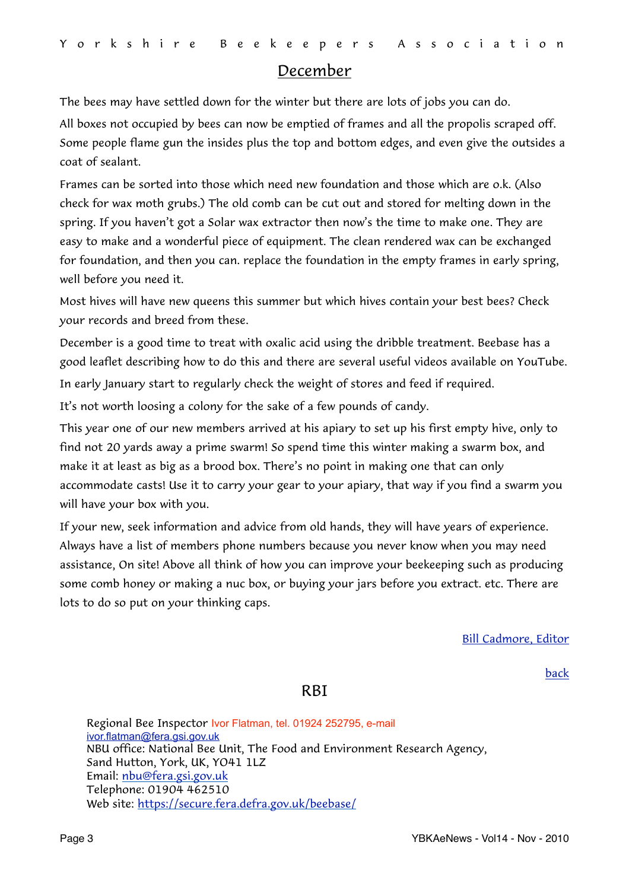## December

The bees may have settled down for the winter but there are lots of jobs you can do.

All boxes not occupied by bees can now be emptied of frames and all the propolis scraped off. Some people flame gun the insides plus the top and bottom edges, and even give the outsides a coat of sealant.

Frames can be sorted into those which need new foundation and those which are o.k. (Also check for wax moth grubs.) The old comb can be cut out and stored for melting down in the spring. If you haven't got a Solar wax extractor then now's the time to make one. They are easy to make and a wonderful piece of equipment. The clean rendered wax can be exchanged for foundation, and then you can. replace the foundation in the empty frames in early spring, well before you need it.

Most hives will have new queens this summer but which hives contain your best bees? Check your records and breed from these.

December is a good time to treat with oxalic acid using the dribble treatment. Beebase has a good leaflet describing how to do this and there are several useful videos available on YouTube.

In early January start to regularly check the weight of stores and feed if required.

It's not worth loosing a colony for the sake of a few pounds of candy.

This year one of our new members arrived at his apiary to set up his first empty hive, only to find not 20 yards away a prime swarm! So spend time this winter making a swarm box, and make it at least as big as a brood box. There's no point in making one that can only accommodate casts! Use it to carry your gear to your apiary, that way if you find a swarm you will have your box with you.

If your new, seek information and advice from old hands, they will have years of experience. Always have a list of members phone numbers because you never know when you may need assistance, On site! Above all think of how you can improve your beekeeping such as producing some comb honey or making a nuc box, or buying your jars before you extract. etc. There are lots to do so put on your thinking caps.

Bill Cadmore, Editor

back

## RBI

Regional Bee Inspector Ivor Flatman, tel. 01924 252795, e-mail ivor.flatman@fera.gsi.gov.uk
NBU office: National Bee Unit, The Food and Environment Research Agency, Sand Hutton, York, UK, YO41 1LZ
Email: nbu@fera.gsi.gov.uk
Telephone: 01904 462510
Web site: https://secure.fera.defra.gov.uk/beebase/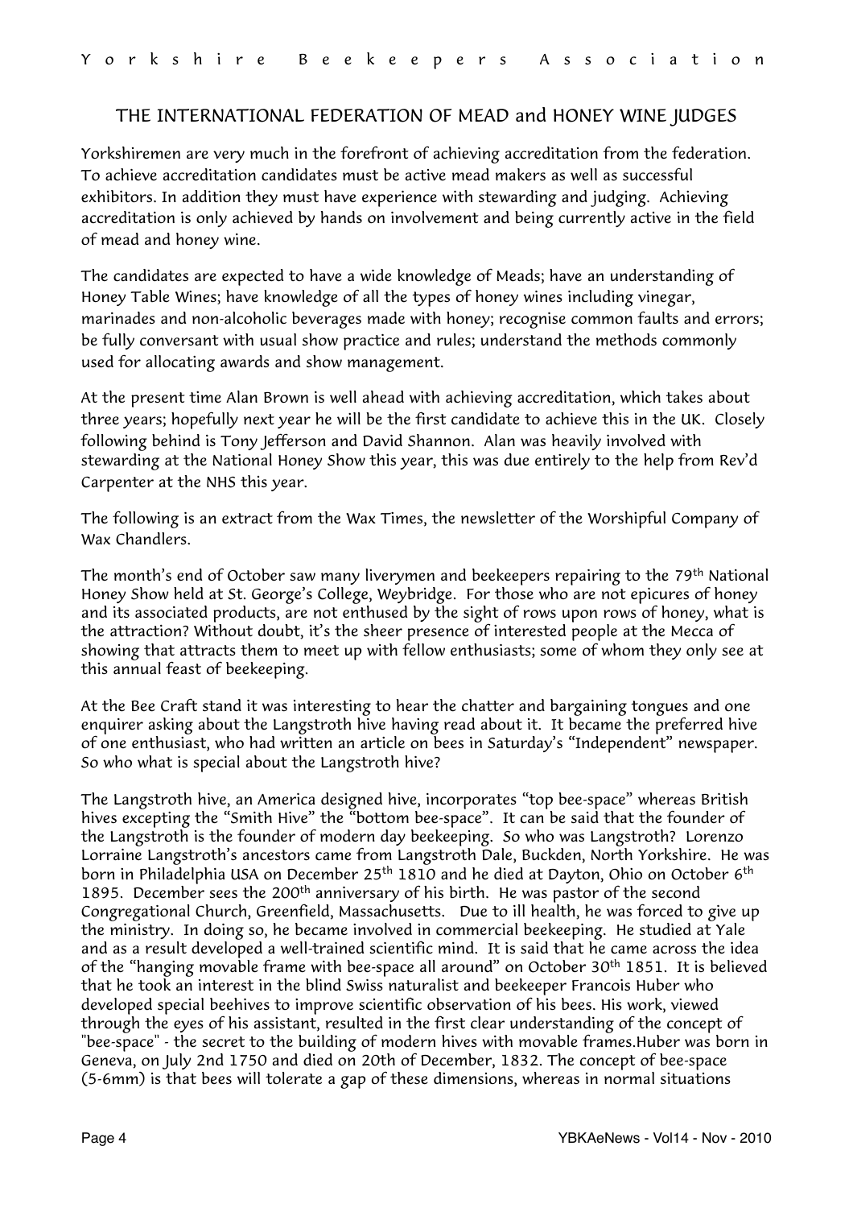## THE INTERNATIONAL FEDERATION OF MEAD and HONEY WINE JUDGES

Yorkshiremen are very much in the forefront of achieving accreditation from the federation. To achieve accreditation candidates must be active mead makers as well as successful exhibitors. In addition they must have experience with stewarding and judging. Achieving accreditation is only achieved by hands on involvement and being currently active in the field of mead and honey wine.

The candidates are expected to have a wide knowledge of Meads; have an understanding of Honey Table Wines; have knowledge of all the types of honey wines including vinegar, marinades and non-alcoholic beverages made with honey; recognise common faults and errors; be fully conversant with usual show practice and rules; understand the methods commonly used for allocating awards and show management.

At the present time Alan Brown is well ahead with achieving accreditation, which takes about three years; hopefully next year he will be the first candidate to achieve this in the UK. Closely following behind is Tony Jefferson and David Shannon. Alan was heavily involved with stewarding at the National Honey Show this year, this was due entirely to the help from Rev'd Carpenter at the NHS this year.

The following is an extract from the Wax Times, the newsletter of the Worshipful Company of Wax Chandlers.

The month's end of October saw many liverymen and beekeepers repairing to the 79th National Honey Show held at St. George's College, Weybridge. For those who are not epicures of honey and its associated products, are not enthused by the sight of rows upon rows of honey, what is the attraction? Without doubt, it's the sheer presence of interested people at the Mecca of showing that attracts them to meet up with fellow enthusiasts; some of whom they only see at this annual feast of beekeeping.

At the Bee Craft stand it was interesting to hear the chatter and bargaining tongues and one enquirer asking about the Langstroth hive having read about it. It became the preferred hive of one enthusiast, who had written an article on bees in Saturday's "Independent" newspaper. So who what is special about the Langstroth hive?

The Langstroth hive, an America designed hive, incorporates "top bee-space" whereas British hives excepting the "Smith Hive" the "bottom bee-space". It can be said that the founder of the Langstroth is the founder of modern day beekeeping. So who was Langstroth? Lorenzo Lorraine Langstroth's ancestors came from Langstroth Dale, Buckden, North Yorkshire. He was born in Philadelphia USA on December 25th 1810 and he died at Dayton, Ohio on October 6th 1895. December sees the 200th anniversary of his birth. He was pastor of the second Congregational Church, Greenfield, Massachusetts. Due to ill health, he was forced to give up the ministry. In doing so, he became involved in commercial beekeeping. He studied at Yale and as a result developed a well-trained scientific mind. It is said that he came across the idea of the "hanging movable frame with bee-space all around" on October 30th 1851. It is believed that he took an interest in the blind Swiss naturalist and beekeeper Francois Huber who developed special beehives to improve scientific observation of his bees. His work, viewed through the eyes of his assistant, resulted in the first clear understanding of the concept of "bee-space" - the secret to the building of modern hives with movable frames.Huber was born in Geneva, on July 2nd 1750 and died on 20th of December, 1832. The concept of bee-space (5-6mm) is that bees will tolerate a gap of these dimensions, whereas in normal situations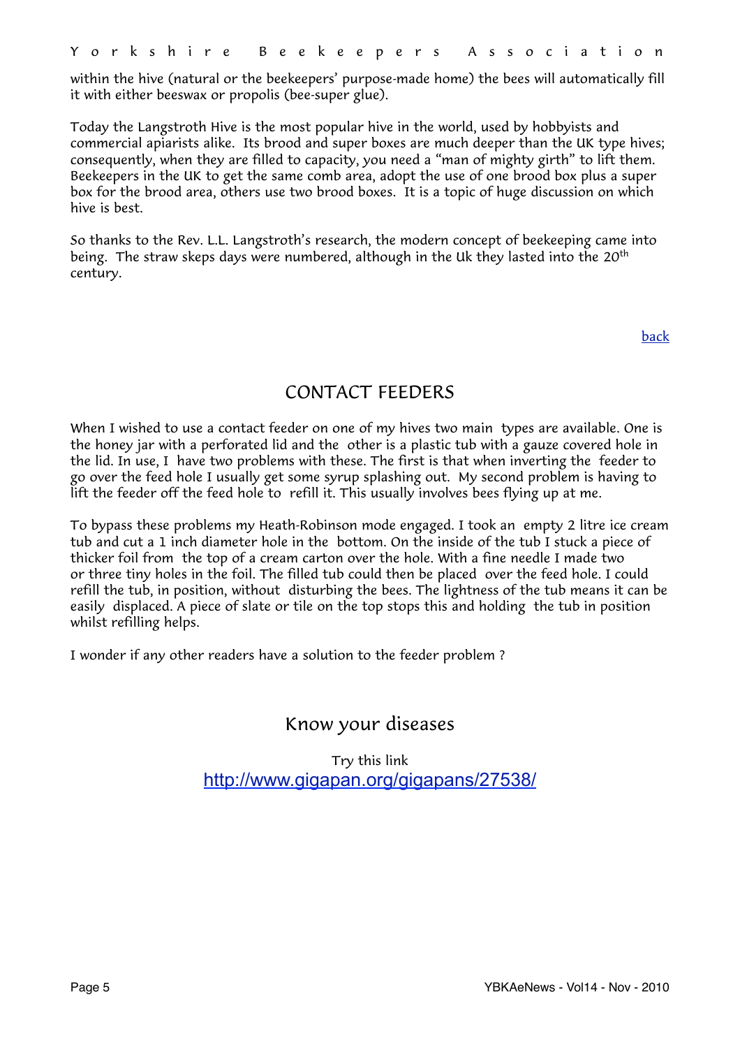within the hive (natural or the beekeepers' purpose-made home) the bees will automatically fill it with either beeswax or propolis (bee-super glue).

Today the Langstroth Hive is the most popular hive in the world, used by hobbyists and commercial apiarists alike. Its brood and super boxes are much deeper than the UK type hives; consequently, when they are filled to capacity, you need a "man of mighty girth" to lift them. Beekeepers in the UK to get the same comb area, adopt the use of one brood box plus a super box for the brood area, others use two brood boxes. It is a topic of huge discussion on which hive is best.

So thanks to the Rev. L.L. Langstroth's research, the modern concept of beekeeping came into being. The straw skeps days were numbered, although in the Uk they lasted into the 20th century.

[back]()

## CONTACT FEEDERS

When I wished to use a contact feeder on one of my hives two main types are available. One is the honey jar with a perforated lid and the other is a plastic tub with a gauze covered hole in the lid. In use, I have two problems with these. The first is that when inverting the feeder to go over the feed hole I usually get some syrup splashing out. My second problem is having to lift the feeder off the feed hole to refill it. This usually involves bees flying up at me.

To bypass these problems my Heath-Robinson mode engaged. I took an empty 2 litre ice cream tub and cut a 1 inch diameter hole in the bottom. On the inside of the tub I stuck a piece of thicker foil from the top of a cream carton over the hole. With a fine needle I made two or three tiny holes in the foil. The filled tub could then be placed over the feed hole. I could refill the tub, in position, without disturbing the bees. The lightness of the tub means it can be easily displaced. A piece of slate or tile on the top stops this and holding the tub in position whilst refilling helps.

I wonder if any other readers have a solution to the feeder problem ?

## Know your diseases

Try this link

[http://www.gigapan.org/gigapans/27538/](http://www.gigapan.org/gigapans/27538/)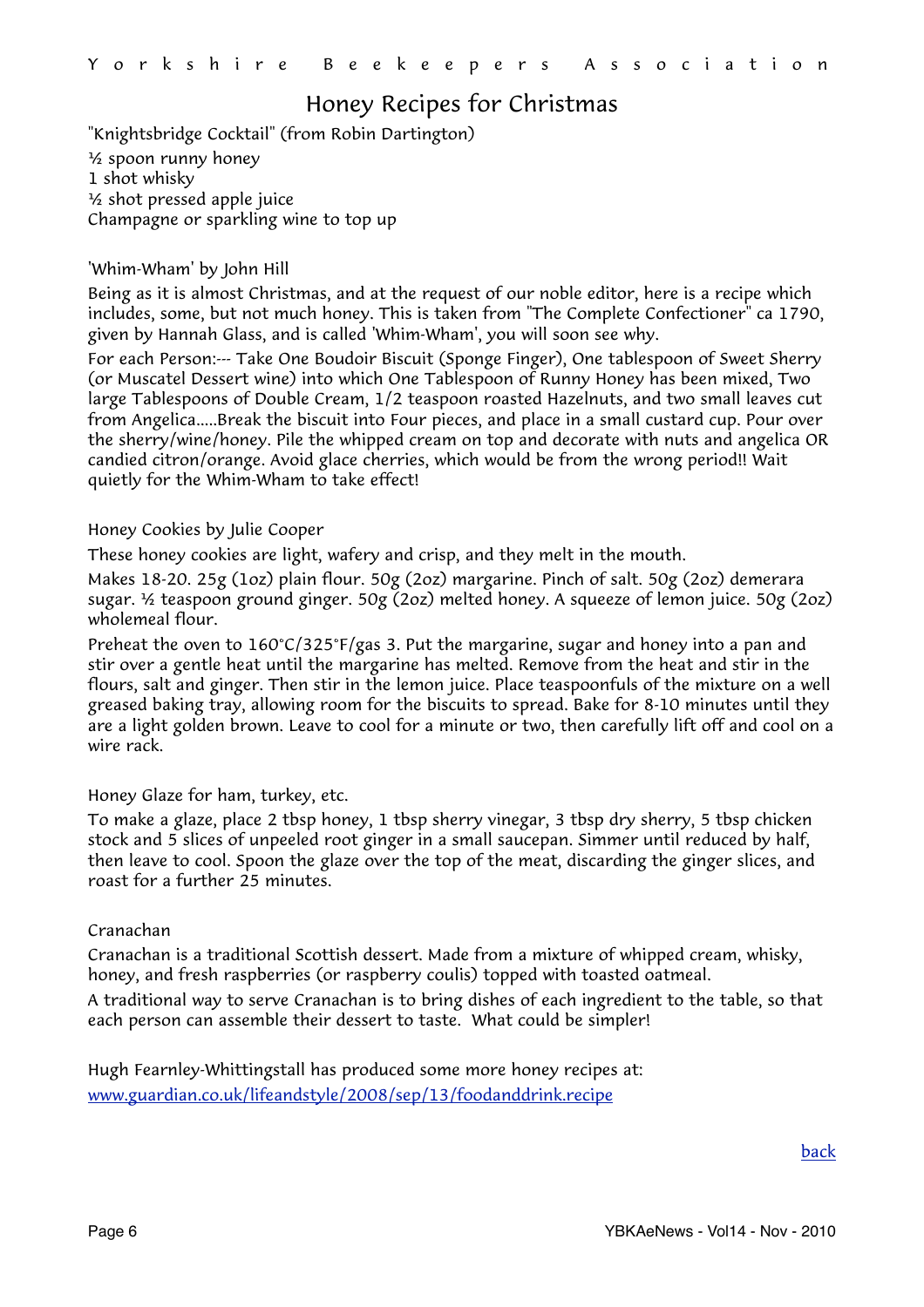# Honey Recipes for Christmas

"Knightsbridge Cocktail" (from Robin Dartington)

½ spoon runny honey
1 shot whisky
½ shot pressed apple juice
Champagne or sparkling wine to top up

'Whim-Wham' by John Hill

Being as it is almost Christmas, and at the request of our noble editor, here is a recipe which includes, some, but not much honey. This is taken from "The Complete Confectioner" ca 1790, given by Hannah Glass, and is called 'Whim-Wham', you will soon see why.

For each Person:--- Take One Boudoir Biscuit (Sponge Finger), One tablespoon of Sweet Sherry (or Muscatel Dessert wine) into which One Tablespoon of Runny Honey has been mixed, Two large Tablespoons of Double Cream, 1/2 teaspoon roasted Hazelnuts, and two small leaves cut from Angelica.....Break the biscuit into Four pieces, and place in a small custard cup. Pour over the sherry/wine/honey. Pile the whipped cream on top and decorate with nuts and angelica OR candied citron/orange. Avoid glace cherries, which would be from the wrong period!! Wait quietly for the Whim-Wham to take effect!

Honey Cookies by Julie Cooper

These honey cookies are light, wafery and crisp, and they melt in the mouth.

Makes 18-20. 25g (1oz) plain flour. 50g (2oz) margarine. Pinch of salt. 50g (2oz) demerara sugar. ½ teaspoon ground ginger. 50g (2oz) melted honey. A squeeze of lemon juice. 50g (2oz) wholemeal flour.

Preheat the oven to 160°C/325°F/gas 3. Put the margarine, sugar and honey into a pan and stir over a gentle heat until the margarine has melted. Remove from the heat and stir in the flours, salt and ginger. Then stir in the lemon juice. Place teaspoonfuls of the mixture on a well greased baking tray, allowing room for the biscuits to spread. Bake for 8-10 minutes until they are a light golden brown. Leave to cool for a minute or two, then carefully lift off and cool on a wire rack.

Honey Glaze for ham, turkey, etc.

To make a glaze, place 2 tbsp honey, 1 tbsp sherry vinegar, 3 tbsp dry sherry, 5 tbsp chicken stock and 5 slices of unpeeled root ginger in a small saucepan. Simmer until reduced by half, then leave to cool. Spoon the glaze over the top of the meat, discarding the ginger slices, and roast for a further 25 minutes.

Cranachan

Cranachan is a traditional Scottish dessert. Made from a mixture of whipped cream, whisky, honey, and fresh raspberries (or raspberry coulis) topped with toasted oatmeal.

A traditional way to serve Cranachan is to bring dishes of each ingredient to the table, so that each person can assemble their dessert to taste. What could be simpler!

Hugh Fearnley-Whittingstall has produced some more honey recipes at:
[www.guardian.co.uk/lifeandstyle/2008/sep/13/foodanddrink.recipe](http://www.guardian.co.uk/lifeandstyle/2008/sep/13/foodanddrink.recipe)

back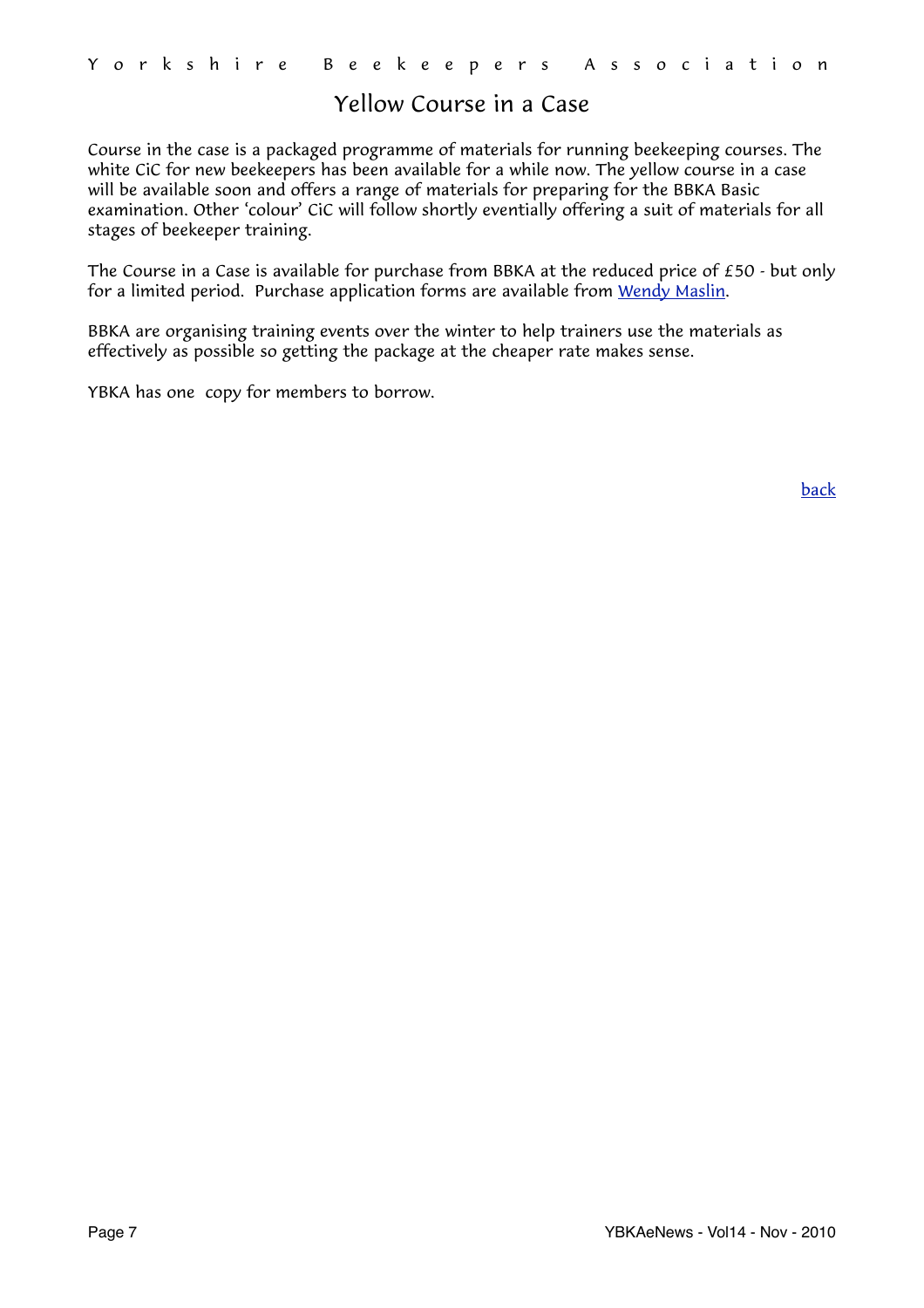# Yellow Course in a Case

Course in the case is a packaged programme of materials for running beekeeping courses. The white CiC for new beekeepers has been available for a while now. The yellow course in a case will be available soon and offers a range of materials for preparing for the BBKA Basic examination. Other 'colour' CiC will follow shortly eventially offering a suit of materials for all stages of beekeeper training.

The Course in a Case is available for purchase from BBKA at the reduced price of £50 - but only for a limited period. Purchase application forms are available from Wendy Maslin.

BBKA are organising training events over the winter to help trainers use the materials as effectively as possible so getting the package at the cheaper rate makes sense.

YBKA has one copy for members to borrow.

back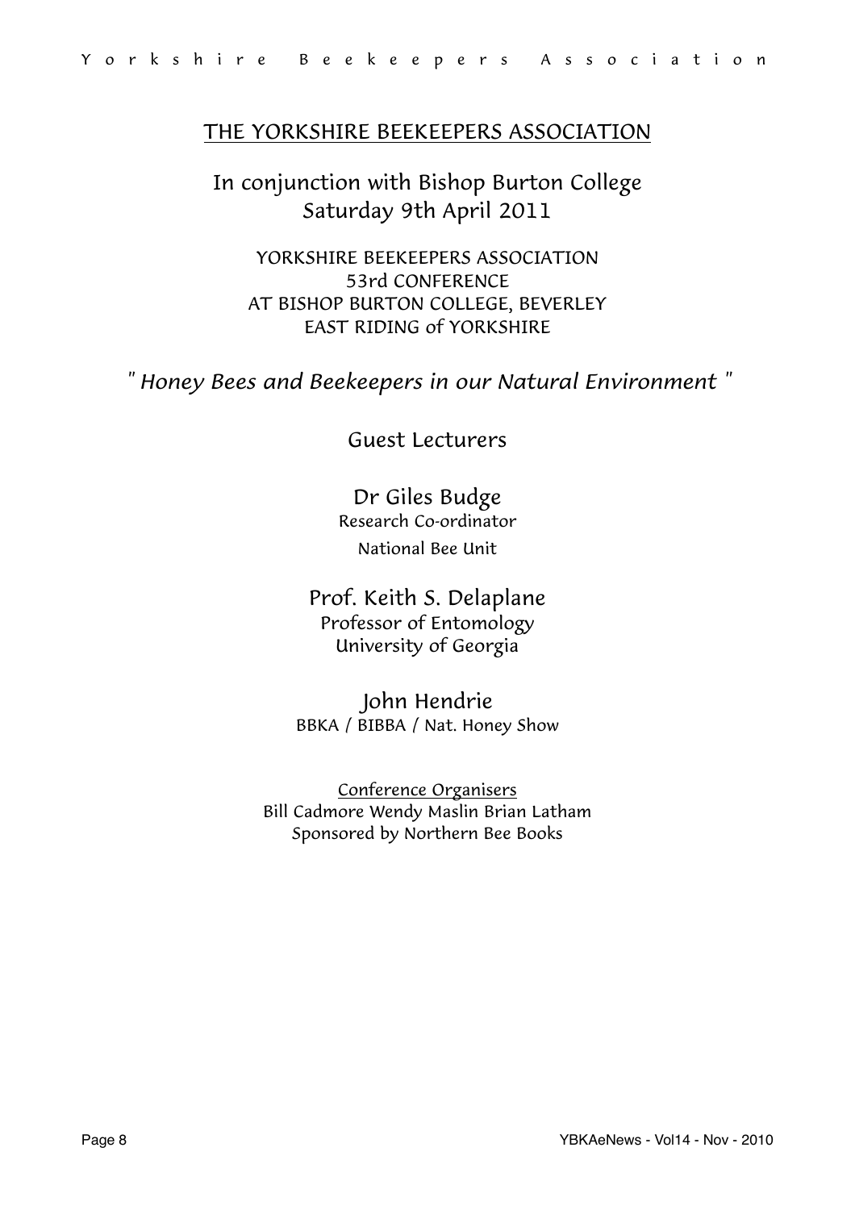## THE YORKSHIRE BEEKEEPERS ASSOCIATION

In conjunction with Bishop Burton College
Saturday 9th April 2011

YORKSHIRE BEEKEEPERS ASSOCIATION
53rd CONFERENCE
AT BISHOP BURTON COLLEGE, BEVERLEY
EAST RIDING of YORKSHIRE

*" Honey Bees and Beekeepers in our Natural Environment "*

Guest Lecturers

Dr Giles Budge
Research Co-ordinator
National Bee Unit

Prof. Keith S. Delaplane
Professor of Entomology
University of Georgia

John Hendrie
BBKA / BIBBA / Nat. Honey Show

Conference Organisers
Bill Cadmore Wendy Maslin Brian Latham
Sponsored by Northern Bee Books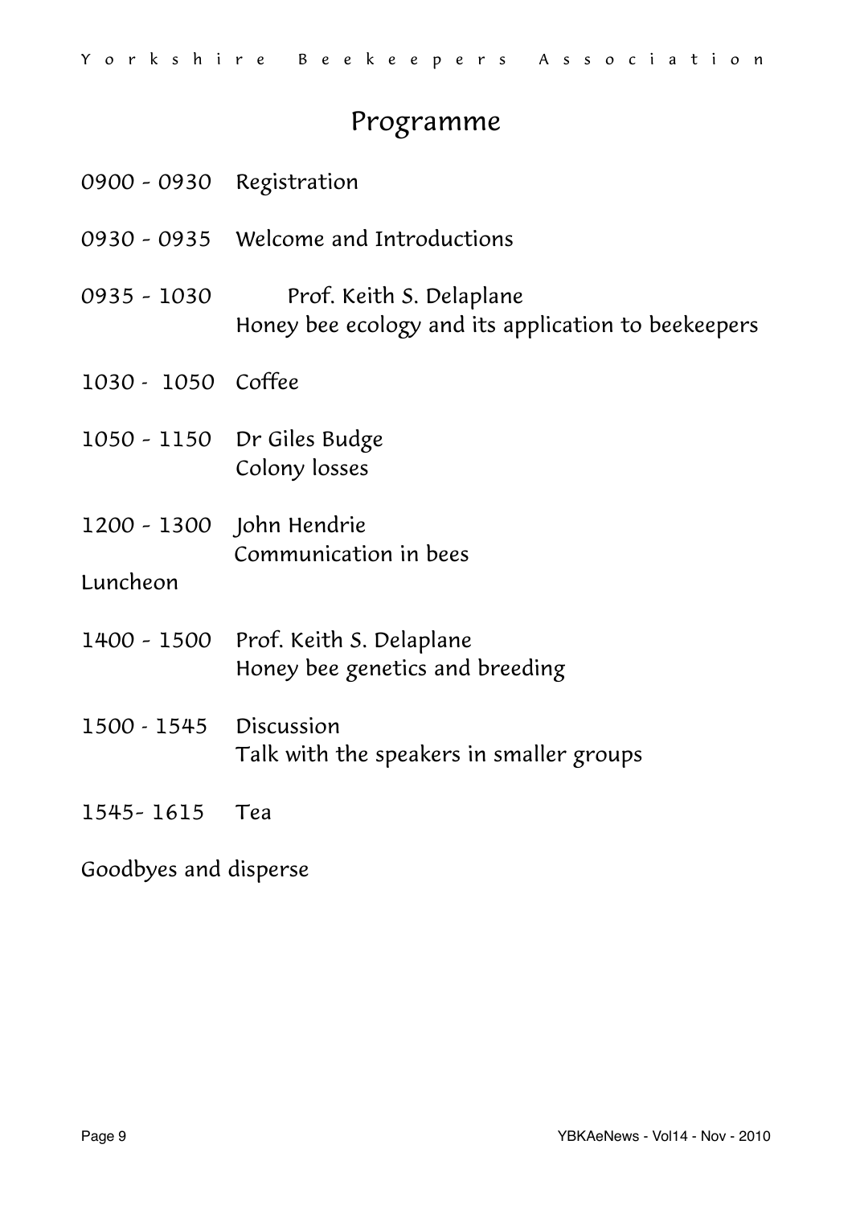# Programme

0900 - 0930 Registration

0930 - 0935 Welcome and Introductions

0935 - 1030 Prof. Keith S. Delaplane
Honey bee ecology and its application to beekeepers

1030 - 1050 Coffee

1050 - 1150 Dr Giles Budge
Colony losses

1200 - 1300 John Hendrie
Communication in bees

Luncheon

1400 - 1500 Prof. Keith S. Delaplane
Honey bee genetics and breeding

1500 - 1545 Discussion
Talk with the speakers in smaller groups

1545- 1615 Tea

Goodbyes and disperse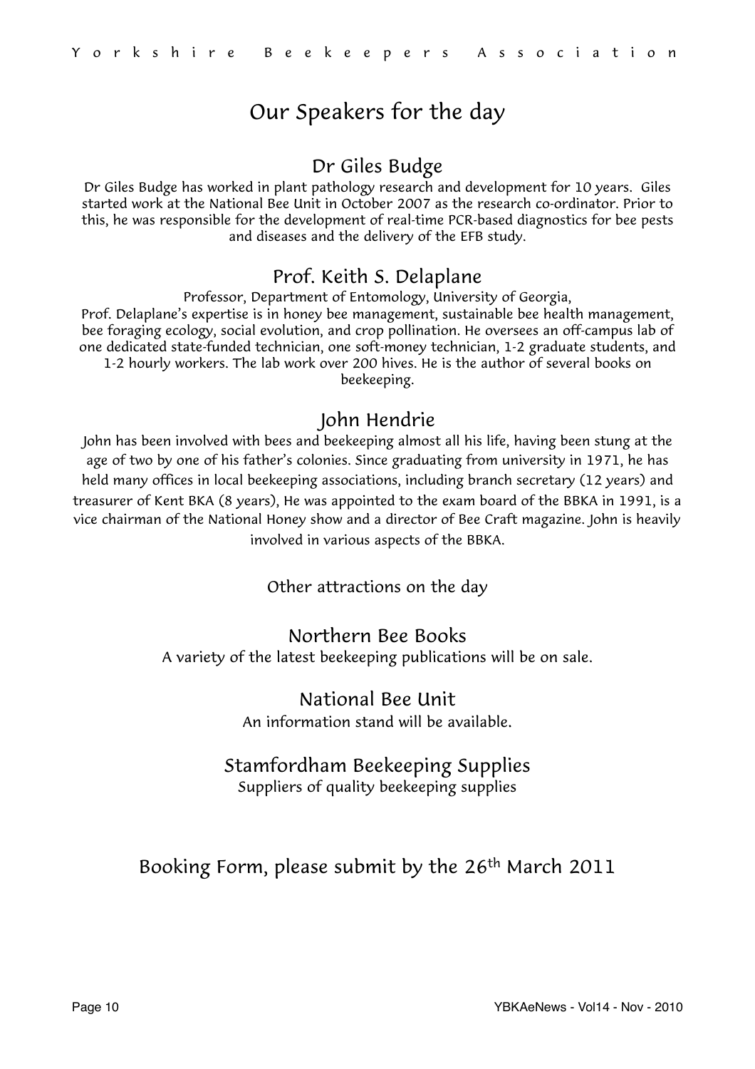# Our Speakers for the day

## Dr Giles Budge

Dr Giles Budge has worked in plant pathology research and development for 10 years. Giles started work at the National Bee Unit in October 2007 as the research co-ordinator. Prior to this, he was responsible for the development of real-time PCR-based diagnostics for bee pests and diseases and the delivery of the EFB study.

## Prof. Keith S. Delaplane

Professor, Department of Entomology, University of Georgia,
Prof. Delaplane's expertise is in honey bee management, sustainable bee health management, bee foraging ecology, social evolution, and crop pollination. He oversees an off-campus lab of one dedicated state-funded technician, one soft-money technician, 1-2 graduate students, and 1-2 hourly workers. The lab work over 200 hives. He is the author of several books on beekeeping.

## John Hendrie

John has been involved with bees and beekeeping almost all his life, having been stung at the age of two by one of his father's colonies. Since graduating from university in 1971, he has held many offices in local beekeeping associations, including branch secretary (12 years) and treasurer of Kent BKA (8 years), He was appointed to the exam board of the BBKA in 1991, is a vice chairman of the National Honey show and a director of Bee Craft magazine. John is heavily involved in various aspects of the BBKA.

Other attractions on the day

## Northern Bee Books

A variety of the latest beekeeping publications will be on sale.

## National Bee Unit

An information stand will be available.

## Stamfordham Beekeeping Supplies

Suppliers of quality beekeeping supplies

## Booking Form, please submit by the 26th March 2011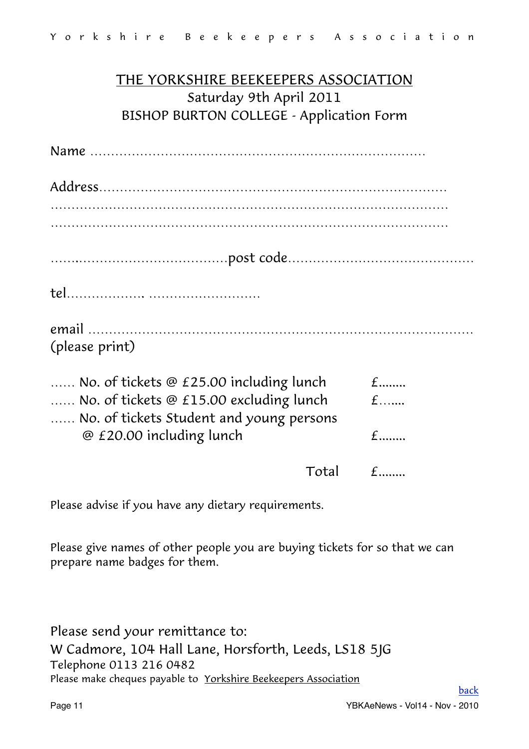# THE YORKSHIRE BEEKEEPERS ASSOCIATION

Saturday 9th April 2011

BISHOP BURTON COLLEGE - Application Form

Name ..........................................................................

Address.........................................................................
.....................................................................................
.....................................................................................

.............................................post code..............................................

tel.................. ..........................

email ....................................................................................
(please print)

...... No. of tickets @ £25.00 including lunch £........

...... No. of tickets @ £15.00 excluding lunch £.......

...... No. of tickets Student and young persons @ £20.00 including lunch £........

Total £........

Please advise if you have any dietary requirements.

Please give names of other people you are buying tickets for so that we can prepare name badges for them.

Please send your remittance to:
W Cadmore, 104 Hall Lane, Horsforth, Leeds, LS18 5JG
Telephone 0113 216 0482
Please make cheques payable to Yorkshire Beekeepers Association

back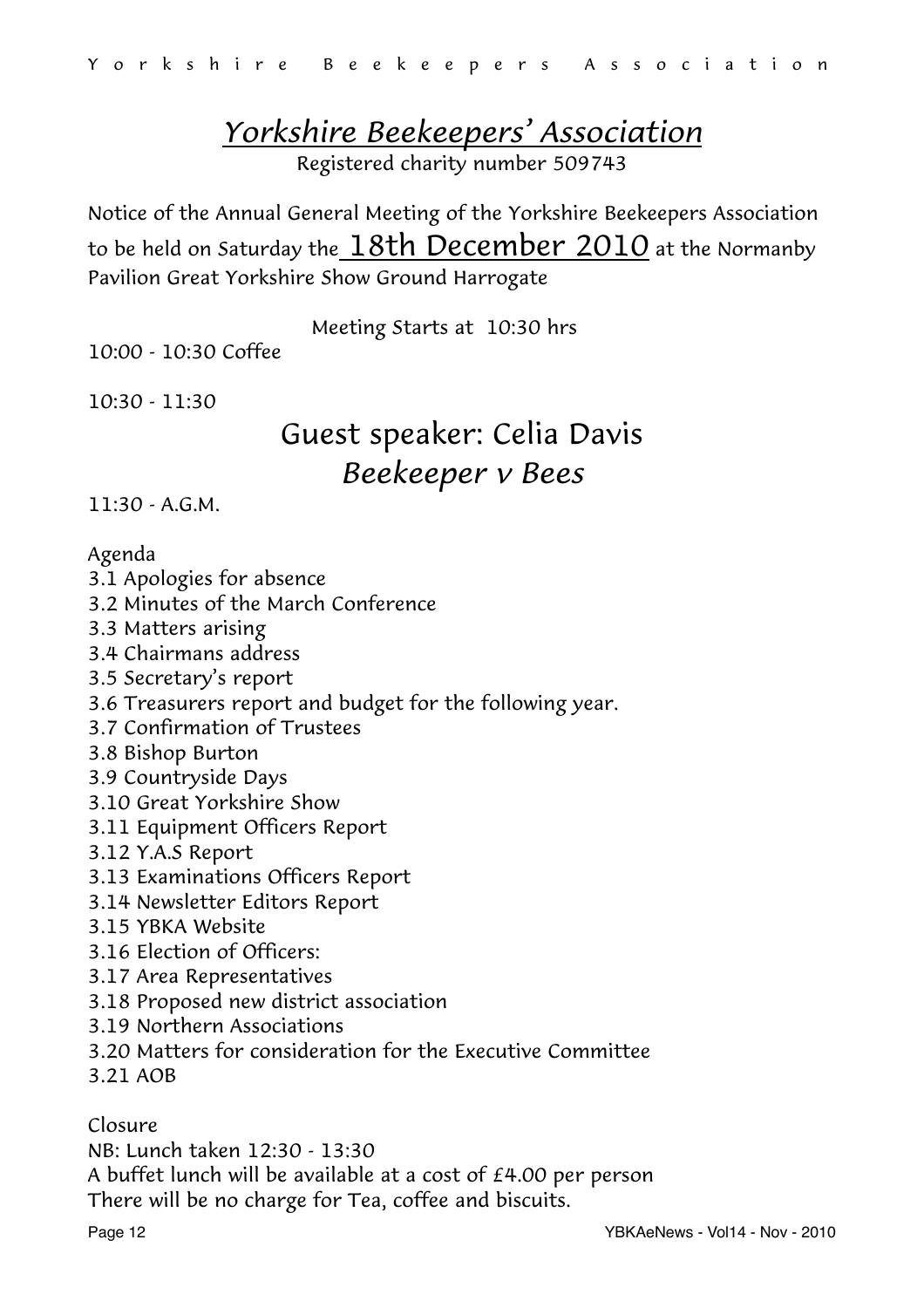# *Yorkshire Beekeepers' Association*

Registered charity number 509743

Notice of the Annual General Meeting of the Yorkshire Beekeepers Association to be held on Saturday the 18th December 2010 at the Normanby Pavilion Great Yorkshire Show Ground Harrogate

Meeting Starts at 10:30 hrs

10:00 - 10:30 Coffee

10:30 - 11:30

## Guest speaker: Celia Davis

## *Beekeeper v Bees*

11:30 - A.G.M.

Agenda

3.1 Apologies for absence
3.2 Minutes of the March Conference
3.3 Matters arising
3.4 Chairmans address
3.5 Secretary's report
3.6 Treasurers report and budget for the following year.
3.7 Confirmation of Trustees
3.8 Bishop Burton
3.9 Countryside Days
3.10 Great Yorkshire Show
3.11 Equipment Officers Report
3.12 Y.A.S Report
3.13 Examinations Officers Report
3.14 Newsletter Editors Report
3.15 YBKA Website
3.16 Election of Officers:
3.17 Area Representatives
3.18 Proposed new district association
3.19 Northern Associations
3.20 Matters for consideration for the Executive Committee
3.21 AOB

Closure

NB: Lunch taken 12:30 - 13:30

A buffet lunch will be available at a cost of £4.00 per person

There will be no charge for Tea, coffee and biscuits.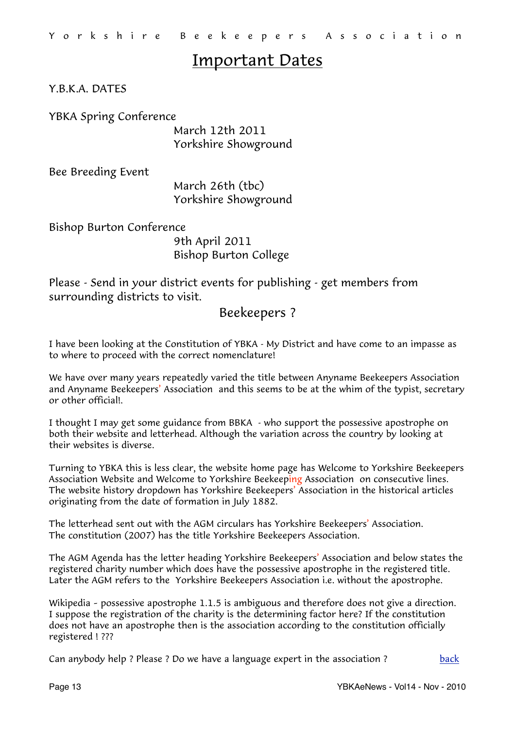# Important Dates

Y.B.K.A. DATES

YBKA Spring Conference
March 12th 2011
Yorkshire Showground

Bee Breeding Event
March 26th (tbc)
Yorkshire Showground

Bishop Burton Conference
9th April 2011
Bishop Burton College

Please - Send in your district events for publishing - get members from surrounding districts to visit.

## Beekeepers ?

I have been looking at the Constitution of YBKA - My District and have come to an impasse as to where to proceed with the correct nomenclature!

We have over many years repeatedly varied the title between Anyname Beekeepers Association and Anyname Beekeepers' Association and this seems to be at the whim of the typist, secretary or other official!.

I thought I may get some guidance from BBKA - who support the possessive apostrophe on both their website and letterhead. Although the variation across the country by looking at their websites is diverse.

Turning to YBKA this is less clear, the website home page has Welcome to Yorkshire Beekeepers Association Website and Welcome to Yorkshire Beekeeping Association on consecutive lines. The website history dropdown has Yorkshire Beekeepers' Association in the historical articles originating from the date of formation in July 1882.

The letterhead sent out with the AGM circulars has Yorkshire Beekeepers' Association. The constitution (2007) has the title Yorkshire Beekeepers Association.

The AGM Agenda has the letter heading Yorkshire Beekeepers' Association and below states the registered charity number which does have the possessive apostrophe in the registered title. Later the AGM refers to the Yorkshire Beekeepers Association i.e. without the apostrophe.

Wikipedia - possessive apostrophe 1.1.5 is ambiguous and therefore does not give a direction. I suppose the registration of the charity is the determining factor here? If the constitution does not have an apostrophe then is the association according to the constitution officially registered ! ???

Can anybody help ? Please ? Do we have a language expert in the association ? back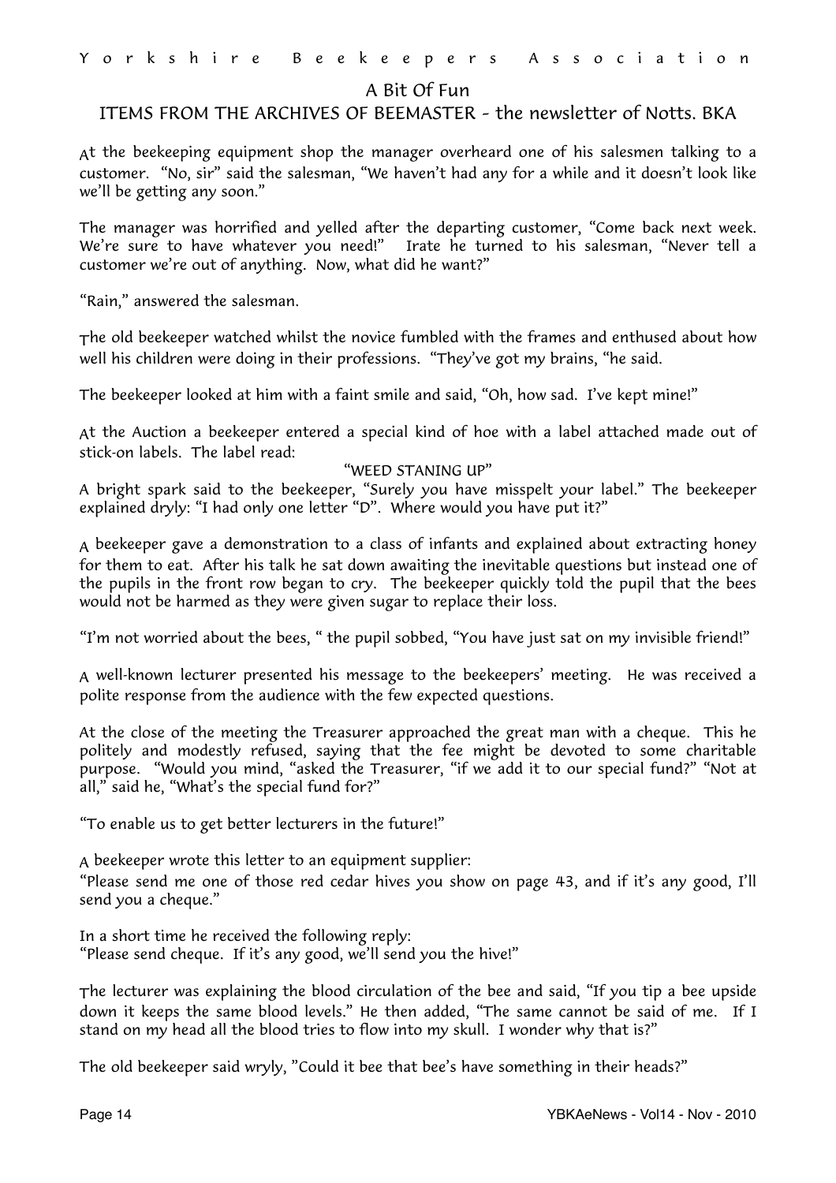## A Bit Of Fun

### ITEMS FROM THE ARCHIVES OF BEEMASTER - the newsletter of Notts. BKA

At the beekeeping equipment shop the manager overheard one of his salesmen talking to a customer. "No, sir" said the salesman, "We haven't had any for a while and it doesn't look like we'll be getting any soon."

The manager was horrified and yelled after the departing customer, "Come back next week. We're sure to have whatever you need!" Irate he turned to his salesman, "Never tell a customer we're out of anything. Now, what did he want?"

"Rain," answered the salesman.

The old beekeeper watched whilst the novice fumbled with the frames and enthused about how well his children were doing in their professions. "They've got my brains, "he said.

The beekeeper looked at him with a faint smile and said, "Oh, how sad. I've kept mine!"

At the Auction a beekeeper entered a special kind of hoe with a label attached made out of stick-on labels. The label read:

"WEED STANING UP"

A bright spark said to the beekeeper, "Surely you have misspelt your label." The beekeeper explained dryly: "I had only one letter "D". Where would you have put it?"

A beekeeper gave a demonstration to a class of infants and explained about extracting honey for them to eat. After his talk he sat down awaiting the inevitable questions but instead one of the pupils in the front row began to cry. The beekeeper quickly told the pupil that the bees would not be harmed as they were given sugar to replace their loss.

"I'm not worried about the bees, " the pupil sobbed, "You have just sat on my invisible friend!"

A well-known lecturer presented his message to the beekeepers' meeting. He was received a polite response from the audience with the few expected questions.

At the close of the meeting the Treasurer approached the great man with a cheque. This he politely and modestly refused, saying that the fee might be devoted to some charitable purpose. "Would you mind, "asked the Treasurer, "if we add it to our special fund?" "Not at all," said he, "What's the special fund for?"

"To enable us to get better lecturers in the future!"

A beekeeper wrote this letter to an equipment supplier:

"Please send me one of those red cedar hives you show on page 43, and if it's any good, I'll send you a cheque."

In a short time he received the following reply:

"Please send cheque. If it's any good, we'll send you the hive!"

The lecturer was explaining the blood circulation of the bee and said, "If you tip a bee upside down it keeps the same blood levels." He then added, "The same cannot be said of me. If I stand on my head all the blood tries to flow into my skull. I wonder why that is?"

The old beekeeper said wryly, "Could it bee that bee's have something in their heads?"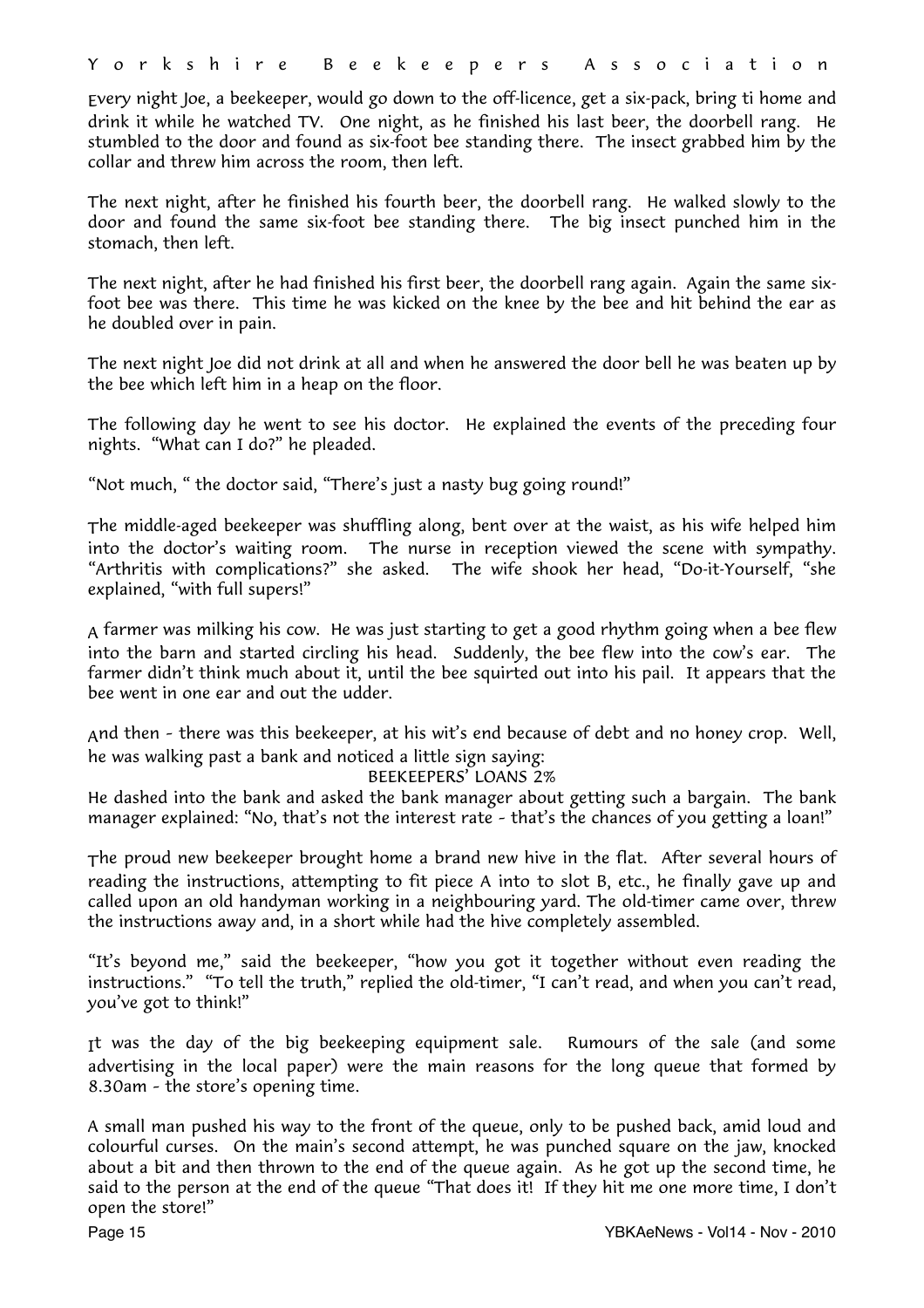Every night Joe, a beekeeper, would go down to the off-licence, get a six-pack, bring ti home and drink it while he watched TV. One night, as he finished his last beer, the doorbell rang. He stumbled to the door and found as six-foot bee standing there. The insect grabbed him by the collar and threw him across the room, then left.

The next night, after he finished his fourth beer, the doorbell rang. He walked slowly to the door and found the same six-foot bee standing there. The big insect punched him in the stomach, then left.

The next night, after he had finished his first beer, the doorbell rang again. Again the same six-foot bee was there. This time he was kicked on the knee by the bee and hit behind the ear as he doubled over in pain.

The next night Joe did not drink at all and when he answered the door bell he was beaten up by the bee which left him in a heap on the floor.

The following day he went to see his doctor. He explained the events of the preceding four nights. "What can I do?" he pleaded.

"Not much, " the doctor said, "There's just a nasty bug going round!"

The middle-aged beekeeper was shuffling along, bent over at the waist, as his wife helped him into the doctor's waiting room. The nurse in reception viewed the scene with sympathy. "Arthritis with complications?" she asked. The wife shook her head, "Do-it-Yourself, "she explained, "with full supers!"

A farmer was milking his cow. He was just starting to get a good rhythm going when a bee flew into the barn and started circling his head. Suddenly, the bee flew into the cow's ear. The farmer didn't think much about it, until the bee squirted out into his pail. It appears that the bee went in one ear and out the udder.

And then - there was this beekeeper, at his wit's end because of debt and no honey crop. Well, he was walking past a bank and noticed a little sign saying:

BEEKEEPERS' LOANS 2%

He dashed into the bank and asked the bank manager about getting such a bargain. The bank manager explained: "No, that's not the interest rate - that's the chances of you getting a loan!"

The proud new beekeeper brought home a brand new hive in the flat. After several hours of reading the instructions, attempting to fit piece A into to slot B, etc., he finally gave up and called upon an old handyman working in a neighbouring yard. The old-timer came over, threw the instructions away and, in a short while had the hive completely assembled.

"It's beyond me," said the beekeeper, "how you got it together without even reading the instructions." "To tell the truth," replied the old-timer, "I can't read, and when you can't read, you've got to think!"

It was the day of the big beekeeping equipment sale. Rumours of the sale (and some advertising in the local paper) were the main reasons for the long queue that formed by 8.30am - the store's opening time.

A small man pushed his way to the front of the queue, only to be pushed back, amid loud and colourful curses. On the main's second attempt, he was punched square on the jaw, knocked about a bit and then thrown to the end of the queue again. As he got up the second time, he said to the person at the end of the queue "That does it! If they hit me one more time, I don't open the store!"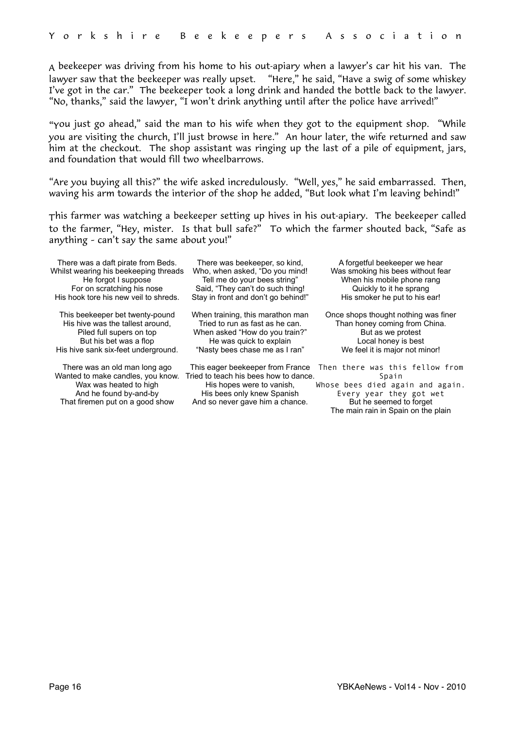A beekeeper was driving from his home to his out-apiary when a lawyer's car hit his van. The lawyer saw that the beekeeper was really upset. "Here," he said, "Have a swig of some whiskey I've got in the car." The beekeeper took a long drink and handed the bottle back to the lawyer. "No, thanks," said the lawyer, "I won't drink anything until after the police have arrived!"

"You just go ahead," said the man to his wife when they got to the equipment shop. "While you are visiting the church, I'll just browse in here." An hour later, the wife returned and saw him at the checkout. The shop assistant was ringing up the last of a pile of equipment, jars, and foundation that would fill two wheelbarrows.

"Are you buying all this?" the wife asked incredulously. "Well, yes," he said embarrassed. Then, waving his arm towards the interior of the shop he added, "But look what I'm leaving behind!"

This farmer was watching a beekeeper setting up hives in his out-apiary. The beekeeper called to the farmer, "Hey, mister. Is that bull safe?" To which the farmer shouted back, "Safe as anything - can't say the same about you!"

There was a daft pirate from Beds.  
Whilst wearing his beekeeping threads  
He forgot I suppose  
For on scratching his nose  
His hook tore his new veil to shreds.

This beekeeper bet twenty-pound  
His hive was the tallest around,  
Piled full supers on top  
But his bet was a flop  
His hive sank six-feet underground.

There was an old man long ago  
Wanted to make candles, you know.  
Wax was heated to high  
And he found by-and-by  
That firemen put on a good show

There was beekeeper, so kind,  
Who, when asked, "Do you mind!  
Tell me do your bees string"  
Said, "They can't do such thing!  
Stay in front and don't go behind!"

When training, this marathon man  
Tried to run as fast as he can.  
When asked "How do you train?"  
He was quick to explain  
"Nasty bees chase me as I ran"

This eager beekeeper from France  
Tried to teach his bees how to dance.  
His hopes were to vanish,  
His bees only knew Spanish  
And so never gave him a chance.

A forgetful beekeeper we hear  
Was smoking his bees without fear  
When his mobile phone rang  
Quickly to it he sprang  
His smoker he put to his ear!

Once shops thought nothing was finer  
Than honey coming from China.  
But as we protest  
Local honey is best  
We feel it is major not minor!

Then there was this fellow from Spain  
Whose bees died again and again.  
Every year they got wet  
But he seemed to forget  
The main rain in Spain on the plain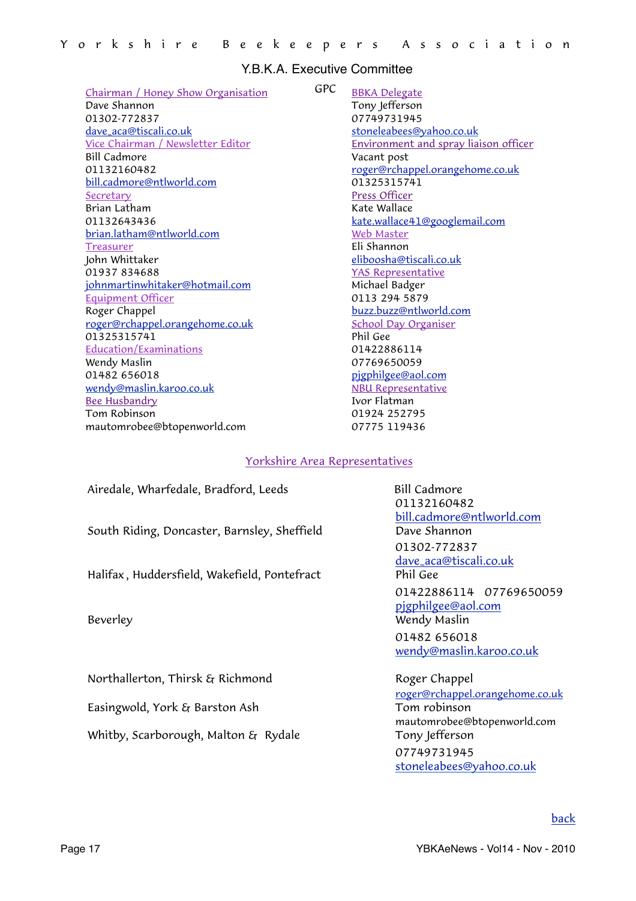Y o r k s h i r e   B e e k e e p e r s   A s s o c i a t i o n

## Y.B.K.A. Executive Committee

Chairman / Honey Show Organisation
Dave Shannon
01302-772837
dave_aca@tiscali.co.uk

Vice Chairman / Newsletter Editor
Bill Cadmore
01132160482
bill.cadmore@ntlworld.com

Secretary
Brian Latham
01132643436
brian.latham@ntlworld.com

Treasurer
John Whittaker
01937 834688
johnmartinwhitaker@hotmail.com

Equipment Officer
Roger Chappel
roger@rchappel.orangehome.co.uk
01325315741

Education/Examinations
Wendy Maslin
01482 656018
wendy@maslin.karoo.co.uk

Bee Husbandry
Tom Robinson
mautomrobee@btopenworld.com

GPC

BBKA Delegate
Tony Jefferson
07749731945
stoneleabees@yahoo.co.uk

Environment and spray liaison officer
Vacant post
roger@rchappel.orangehome.co.uk
01325315741

Press Officer
Kate Wallace
kate.wallace41@googlemail.com

Web Master
Eli Shannon
eliboosha@tiscali.co.uk

YAS Representative
Michael Badger
0113 294 5879
buzz.buzz@ntlworld.com

School Day Organiser
Phil Gee
01422886114
07769650059
pjgphilgee@aol.com

NBU Representative
Ivor Flatman
01924 252795
07775 119436

## Yorkshire Area Representatives

| | |
|---|---|
| Airedale, Wharfedale, Bradford, Leeds | Bill Cadmore<br>01132160482<br>bill.cadmore@ntlworld.com |
| South Riding, Doncaster, Barnsley, Sheffield | Dave Shannon<br>01302-772837<br>dave_aca@tiscali.co.uk |
| Halifax , Huddersfield, Wakefield, Pontefract | Phil Gee<br>01422886114 07769650059<br>pjgphilgee@aol.com |
| Beverley | Wendy Maslin<br>01482 656018<br>wendy@maslin.karoo.co.uk |
| Northallerton, Thirsk & Richmond | Roger Chappel<br>roger@rchappel.orangehome.co.uk |
| Easingwold, York & Barston Ash | Tom robinson<br>mautomrobee@btopenworld.com |
| Whitby, Scarborough, Malton & Rydale | Tony Jefferson<br>07749731945<br>stoneleabees@yahoo.co.uk |

back